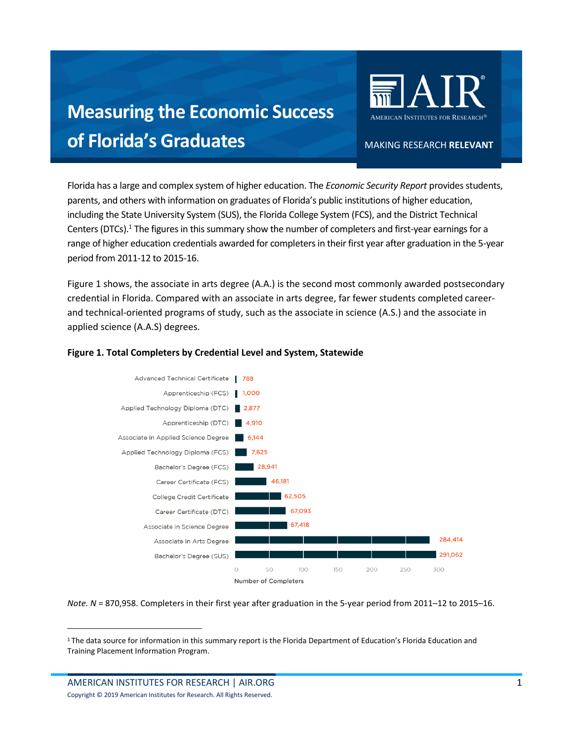# Measuring the Economic Success of Florida's Graduates

AIR
AMERICAN INSTITUTES FOR RESEARCH®

MAKING RESEARCH **RELEVANT**

Florida has a large and complex system of higher education. The *Economic Security Report* provides students, parents, and others with information on graduates of Florida's public institutions of higher education, including the State University System (SUS), the Florida College System (FCS), and the District Technical Centers (DTCs).[1] The figures in this summary show the number of completers and first-year earnings for a range of higher education credentials awarded for completers in their first year after graduation in the 5-year period from 2011-12 to 2015-16.

Figure 1 shows, the associate in arts degree (A.A.) is the second most commonly awarded postsecondary credential in Florida. Compared with an associate in arts degree, far fewer students completed career- and technical-oriented programs of study, such as the associate in science (A.S.) and the associate in applied science (A.A.S) degrees.

**Figure 1. Total Completers by Credential Level and System, Statewide**

| Credential | Number of Completers |
|---|---|
| Advanced Technical Certificate | 788 |
| Apprenticeship (FCS) | 1,000 |
| Applied Technology Diploma (DTC) | 2,877 |
| Apprenticeship (DTC) | 4,910 |
| Associate in Applied Science Degree | 6,144 |
| Applied Technology Diploma (FCS) | 7,625 |
| Bachelor's Degree (FCS) | 28,941 |
| Career Certificate (FCS) | 46,181 |
| College Credit Certificate | 62,505 |
| Career Certificate (DTC) | 67,093 |
| Associate in Science Degree | 67,418 |
| Associate in Arts Degree | 284,414 |
| Bachelor's Degree (SUS) | 291,062 |

*Note. N* = 870,958. Completers in their first year after graduation in the 5-year period from 2011–12 to 2015–16.

[1] The data source for information in this summary report is the Florida Department of Education's Florida Education and Training Placement Information Program.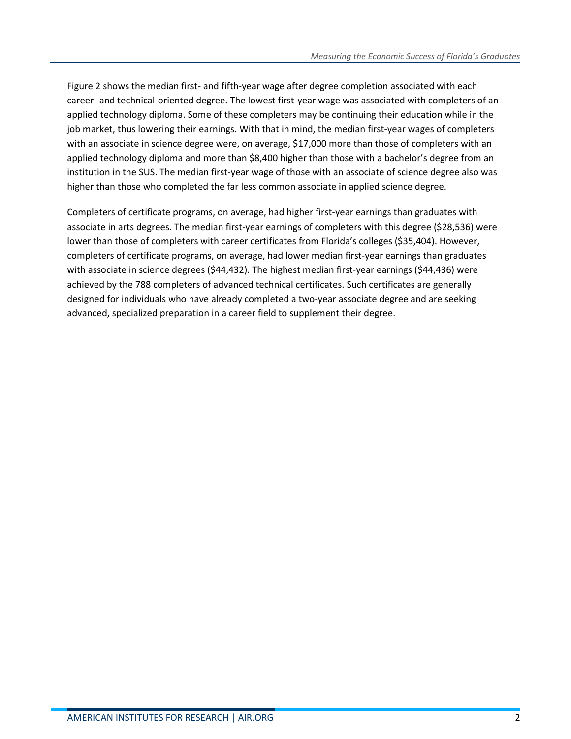Figure 2 shows the median first- and fifth-year wage after degree completion associated with each career- and technical-oriented degree. The lowest first-year wage was associated with completers of an applied technology diploma. Some of these completers may be continuing their education while in the job market, thus lowering their earnings. With that in mind, the median first-year wages of completers with an associate in science degree were, on average, $17,000 more than those of completers with an applied technology diploma and more than $8,400 higher than those with a bachelor's degree from an institution in the SUS. The median first-year wage of those with an associate of science degree also was higher than those who completed the far less common associate in applied science degree.

Completers of certificate programs, on average, had higher first-year earnings than graduates with associate in arts degrees. The median first-year earnings of completers with this degree ($28,536) were lower than those of completers with career certificates from Florida's colleges ($35,404). However, completers of certificate programs, on average, had lower median first-year earnings than graduates with associate in science degrees ($44,432). The highest median first-year earnings ($44,436) were achieved by the 788 completers of advanced technical certificates. Such certificates are generally designed for individuals who have already completed a two-year associate degree and are seeking advanced, specialized preparation in a career field to supplement their degree.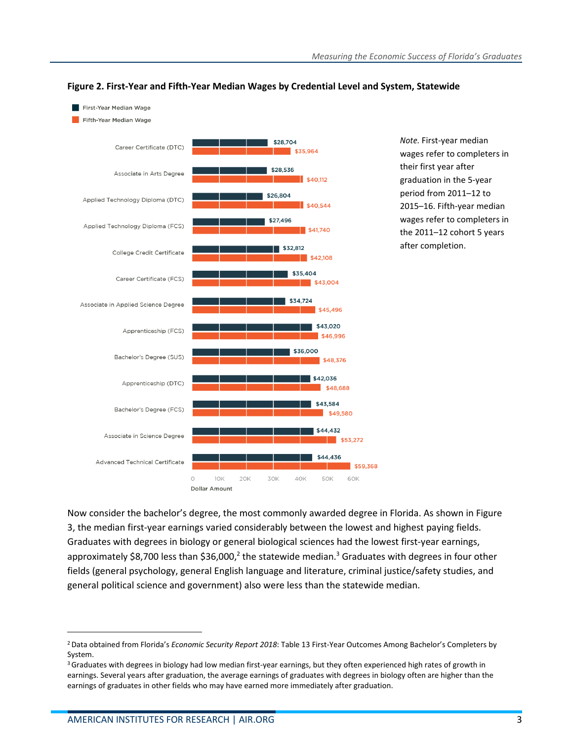**Figure 2. First-Year and Fifth-Year Median Wages by Credential Level and System, Statewide**

| Credential | First-Year Median Wage | Fifth-Year Median Wage |
|---|---|---|
| Career Certificate (DTC) | $28,704 | $35,964 |
| Associate in Arts Degree | $28,536 | $40,112 |
| Applied Technology Diploma (DTC) | $26,804 | $40,544 |
| Applied Technology Diploma (FCS) | $27,496 | $41,740 |
| College Credit Certificate | $32,812 | $42,108 |
| Career Certificate (FCS) | $35,404 | $43,004 |
| Associate in Applied Science Degree | $34,724 | $45,496 |
| Apprenticeship (FCS) | $43,020 | $46,996 |
| Bachelor's Degree (SUS) | $36,000 | $48,376 |
| Apprenticeship (DTC) | $42,036 | $48,688 |
| Bachelor's Degree (FCS) | $43,584 | $49,580 |
| Associate in Science Degree | $44,432 | $53,272 |
| Advanced Technical Certificate | $44,436 | $59,368 |

*Note.* First-year median wages refer to completers in their first year after graduation in the 5-year period from 2011–12 to 2015–16. Fifth-year median wages refer to completers in the 2011–12 cohort 5 years after completion.

Now consider the bachelor's degree, the most commonly awarded degree in Florida. As shown in Figure 3, the median first-year earnings varied considerably between the lowest and highest paying fields. Graduates with degrees in biology or general biological sciences had the lowest first-year earnings, approximately $8,700 less than $36,000,[2] the statewide median.[3] Graduates with degrees in four other fields (general psychology, general English language and literature, criminal justice/safety studies, and general political science and government) also were less than the statewide median.

---

[2] Data obtained from Florida's *Economic Security Report 2018*: Table 13 First-Year Outcomes Among Bachelor's Completers by System.

[3] Graduates with degrees in biology had low median first-year earnings, but they often experienced high rates of growth in earnings. Several years after graduation, the average earnings of graduates with degrees in biology often are higher than the earnings of graduates in other fields who may have earned more immediately after graduation.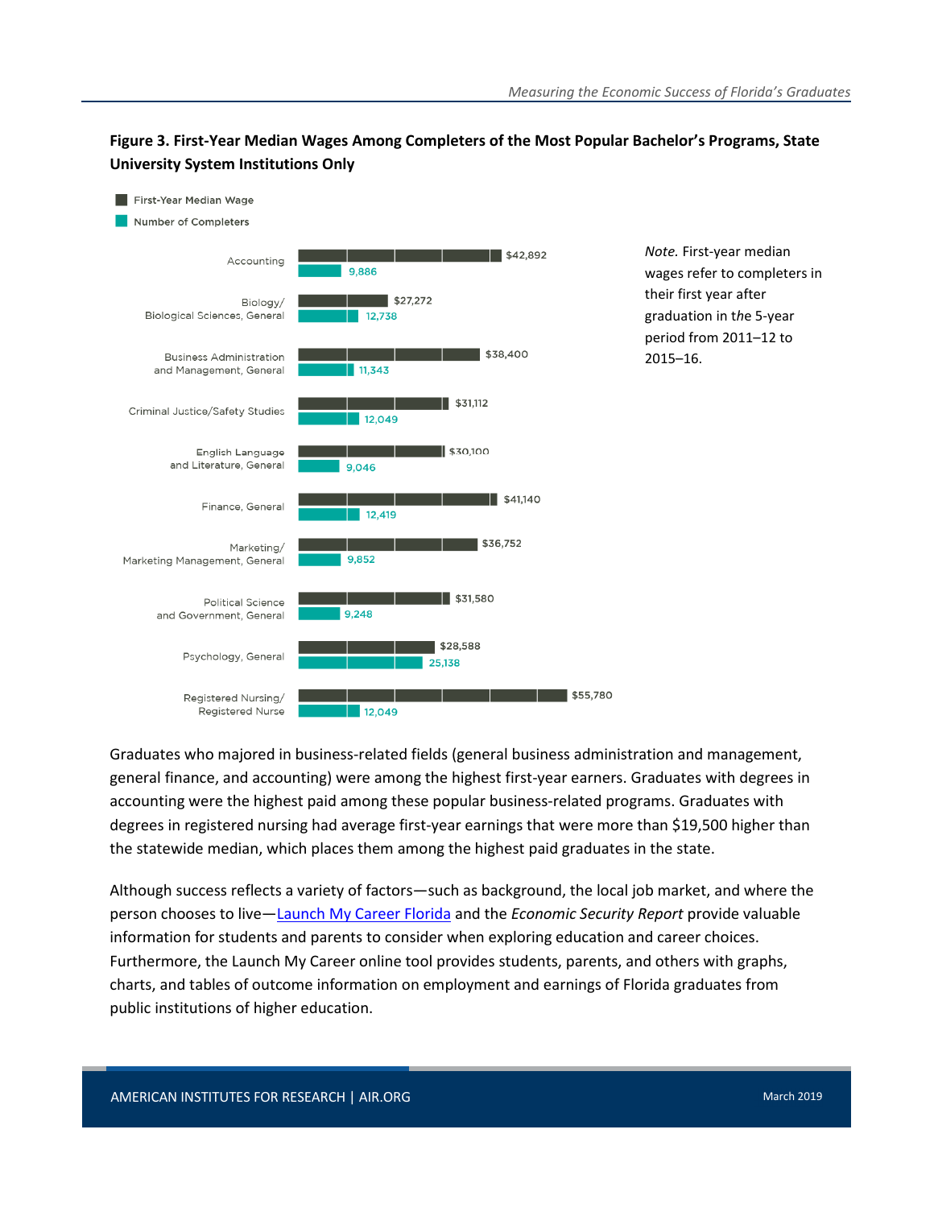**Figure 3. First-Year Median Wages Among Completers of the Most Popular Bachelor's Programs, State University System Institutions Only**

First-Year Median Wage
Number of Completers

Accounting
$42,892
9,886

Biology/
Biological Sciences, General
$27,272
12,738

Business Administration
and Management, General
$38,400
11,343

Criminal Justice/Safety Studies
$31,112
12,049

English Language
and Literature, General
$30,100
9,046

Finance, General
$41,140
12,419

Marketing/
Marketing Management, General
$36,752
9,852

Political Science
and Government, General
$31,580
9,248

Psychology, General
$28,588
25,138

Registered Nursing/
Registered Nurse
$55,780
12,049

*Note.* First-year median wages refer to completers in their first year after graduation in the 5-year period from 2011–12 to 2015–16.

Graduates who majored in business-related fields (general business administration and management, general finance, and accounting) were among the highest first-year earners. Graduates with degrees in accounting were the highest paid among these popular business-related programs. Graduates with degrees in registered nursing had average first-year earnings that were more than $19,500 higher than the statewide median, which places them among the highest paid graduates in the state.

Although success reflects a variety of factors—such as background, the local job market, and where the person chooses to live—Launch My Career Florida and the *Economic Security Report* provide valuable information for students and parents to consider when exploring education and career choices. Furthermore, the Launch My Career online tool provides students, parents, and others with graphs, charts, and tables of outcome information on employment and earnings of Florida graduates from public institutions of higher education.